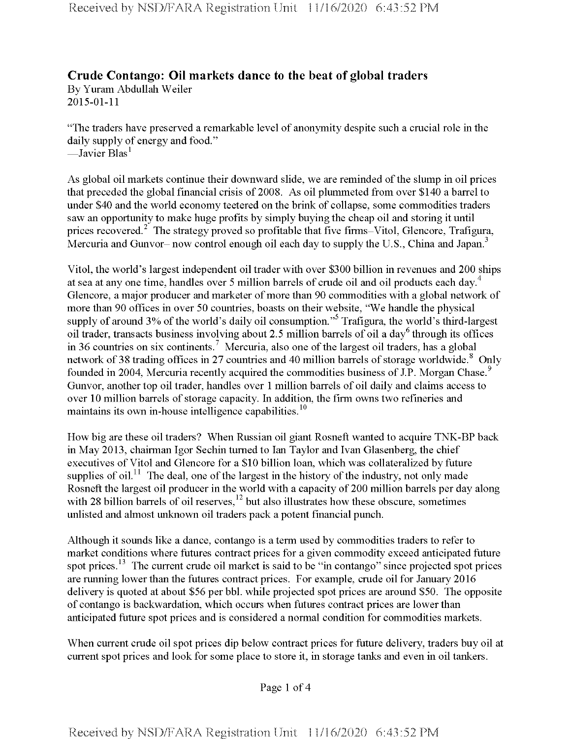## Crude Contango: Oil markets dance to the beat of global traders

By Yuram Abdullah Weiler
2015-01-11

"The traders have preserved a remarkable level of anonymity despite such a crucial role in the daily supply of energy and food."
—Javier Blas[1]

As global oil markets continue their downward slide, we are reminded of the slump in oil prices that preceded the global financial crisis of 2008. As oil plummeted from over $140 a barrel to under $40 and the world economy teetered on the brink of collapse, some commodities traders saw an opportunity to make huge profits by simply buying the cheap oil and storing it until prices recovered.[2] The strategy proved so profitable that five firms–Vitol, Glencore, Trafigura, Mercuria and Gunvor– now control enough oil each day to supply the U.S., China and Japan.[3]

Vitol, the world's largest independent oil trader with over $300 billion in revenues and 200 ships at sea at any one time, handles over 5 million barrels of crude oil and oil products each day.[4] Glencore, a major producer and marketer of more than 90 commodities with a global network of more than 90 offices in over 50 countries, boasts on their website, "We handle the physical supply of around 3% of the world's daily oil consumption."[5] Trafigura, the world's third-largest oil trader, transacts business involving about 2.5 million barrels of oil a day[6] through its offices in 36 countries on six continents.[7] Mercuria, also one of the largest oil traders, has a global network of 38 trading offices in 27 countries and 40 million barrels of storage worldwide.[8] Only founded in 2004, Mercuria recently acquired the commodities business of J.P. Morgan Chase.[9] Gunvor, another top oil trader, handles over 1 million barrels of oil daily and claims access to over 10 million barrels of storage capacity. In addition, the firm owns two refineries and maintains its own in-house intelligence capabilities.[10]

How big are these oil traders? When Russian oil giant Rosneft wanted to acquire TNK-BP back in May 2013, chairman Igor Sechin turned to Ian Taylor and Ivan Glasenberg, the chief executives of Vitol and Glencore for a $10 billion loan, which was collateralized by future supplies of oil.[11] The deal, one of the largest in the history of the industry, not only made Rosneft the largest oil producer in the world with a capacity of 200 million barrels per day along with 28 billion barrels of oil reserves,[12] but also illustrates how these obscure, sometimes unlisted and almost unknown oil traders pack a potent financial punch.

Although it sounds like a dance, contango is a term used by commodities traders to refer to market conditions where futures contract prices for a given commodity exceed anticipated future spot prices.[13] The current crude oil market is said to be "in contango" since projected spot prices are running lower than the futures contract prices. For example, crude oil for January 2016 delivery is quoted at about $56 per bbl. while projected spot prices are around $50. The opposite of contango is backwardation, which occurs when futures contract prices are lower than anticipated future spot prices and is considered a normal condition for commodities markets.

When current crude oil spot prices dip below contract prices for future delivery, traders buy oil at current spot prices and look for some place to store it, in storage tanks and even in oil tankers.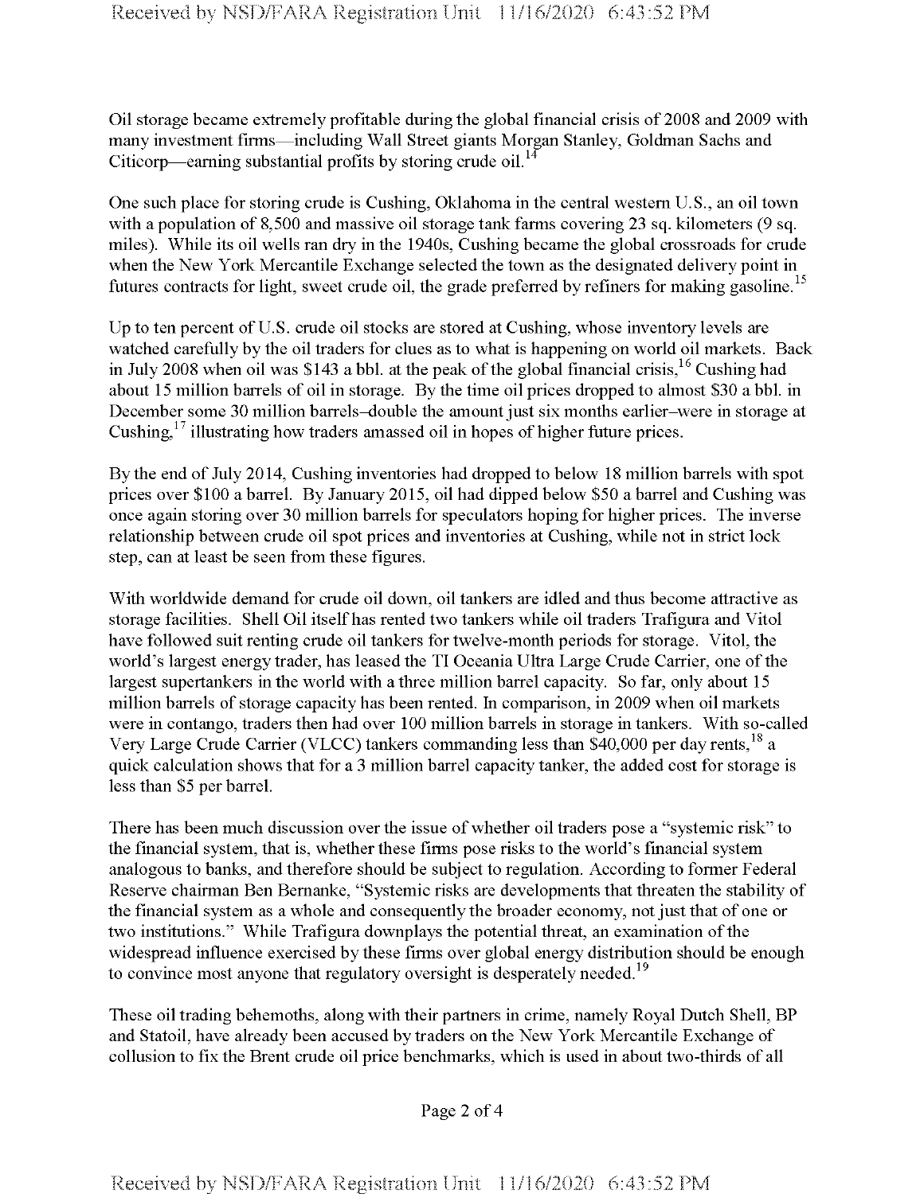Oil storage became extremely profitable during the global financial crisis of 2008 and 2009 with many investment firms—including Wall Street giants Morgan Stanley, Goldman Sachs and Citicorp—earning substantial profits by storing crude oil.[14]

One such place for storing crude is Cushing, Oklahoma in the central western U.S., an oil town with a population of 8,500 and massive oil storage tank farms covering 23 sq. kilometers (9 sq. miles). While its oil wells ran dry in the 1940s, Cushing became the global crossroads for crude when the New York Mercantile Exchange selected the town as the designated delivery point in futures contracts for light, sweet crude oil, the grade preferred by refiners for making gasoline.[15]

Up to ten percent of U.S. crude oil stocks are stored at Cushing, whose inventory levels are watched carefully by the oil traders for clues as to what is happening on world oil markets. Back in July 2008 when oil was $143 a bbl. at the peak of the global financial crisis,[16] Cushing had about 15 million barrels of oil in storage. By the time oil prices dropped to almost $30 a bbl. in December some 30 million barrels–double the amount just six months earlier–were in storage at Cushing,[17] illustrating how traders amassed oil in hopes of higher future prices.

By the end of July 2014, Cushing inventories had dropped to below 18 million barrels with spot prices over $100 a barrel. By January 2015, oil had dipped below $50 a barrel and Cushing was once again storing over 30 million barrels for speculators hoping for higher prices. The inverse relationship between crude oil spot prices and inventories at Cushing, while not in strict lock step, can at least be seen from these figures.

With worldwide demand for crude oil down, oil tankers are idled and thus become attractive as storage facilities. Shell Oil itself has rented two tankers while oil traders Trafigura and Vitol have followed suit renting crude oil tankers for twelve-month periods for storage. Vitol, the world's largest energy trader, has leased the TI Oceania Ultra Large Crude Carrier, one of the largest supertankers in the world with a three million barrel capacity. So far, only about 15 million barrels of storage capacity has been rented. In comparison, in 2009 when oil markets were in contango, traders then had over 100 million barrels in storage in tankers. With so-called Very Large Crude Carrier (VLCC) tankers commanding less than $40,000 per day rents,[18] a quick calculation shows that for a 3 million barrel capacity tanker, the added cost for storage is less than $5 per barrel.

There has been much discussion over the issue of whether oil traders pose a "systemic risk" to the financial system, that is, whether these firms pose risks to the world's financial system analogous to banks, and therefore should be subject to regulation. According to former Federal Reserve chairman Ben Bernanke, "Systemic risks are developments that threaten the stability of the financial system as a whole and consequently the broader economy, not just that of one or two institutions." While Trafigura downplays the potential threat, an examination of the widespread influence exercised by these firms over global energy distribution should be enough to convince most anyone that regulatory oversight is desperately needed.[19]

These oil trading behemoths, along with their partners in crime, namely Royal Dutch Shell, BP and Statoil, have already been accused by traders on the New York Mercantile Exchange of collusion to fix the Brent crude oil price benchmarks, which is used in about two-thirds of all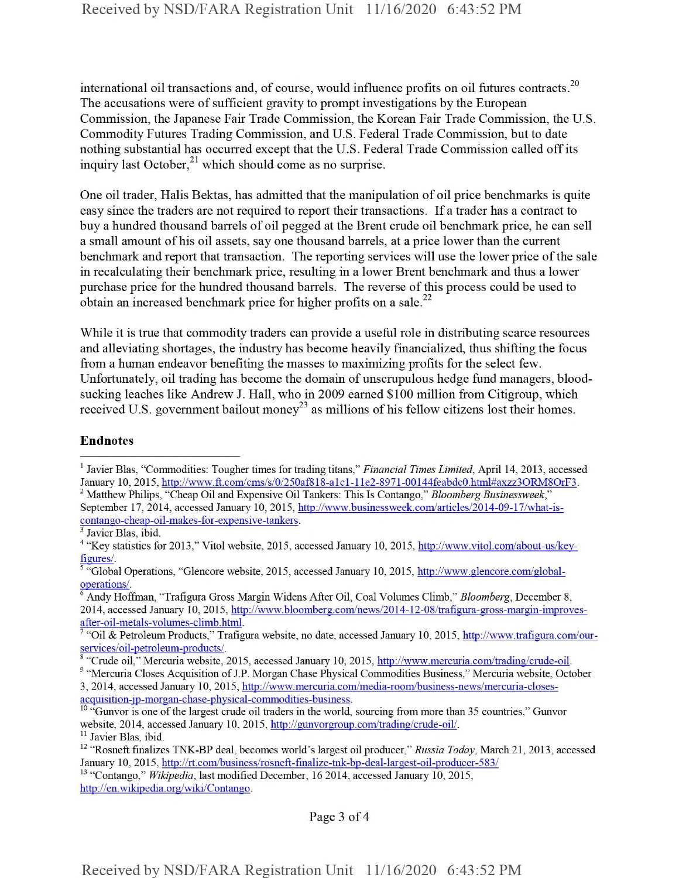international oil transactions and, of course, would influence profits on oil futures contracts.[20] The accusations were of sufficient gravity to prompt investigations by the European Commission, the Japanese Fair Trade Commission, the Korean Fair Trade Commission, the U.S. Commodity Futures Trading Commission, and U.S. Federal Trade Commission, but to date nothing substantial has occurred except that the U.S. Federal Trade Commission called off its inquiry last October,[21] which should come as no surprise.

One oil trader, Halis Bektas, has admitted that the manipulation of oil price benchmarks is quite easy since the traders are not required to report their transactions. If a trader has a contract to buy a hundred thousand barrels of oil pegged at the Brent crude oil benchmark price, he can sell a small amount of his oil assets, say one thousand barrels, at a price lower than the current benchmark and report that transaction. The reporting services will use the lower price of the sale in recalculating their benchmark price, resulting in a lower Brent benchmark and thus a lower purchase price for the hundred thousand barrels. The reverse of this process could be used to obtain an increased benchmark price for higher profits on a sale.[22]

While it is true that commodity traders can provide a useful role in distributing scarce resources and alleviating shortages, the industry has become heavily financialized, thus shifting the focus from a human endeavor benefiting the masses to maximizing profits for the select few. Unfortunately, oil trading has become the domain of unscrupulous hedge fund managers, blood-sucking leaches like Andrew J. Hall, who in 2009 earned $100 million from Citigroup, which received U.S. government bailout money[23] as millions of his fellow citizens lost their homes.

**Endnotes**

[1] Javier Blas, "Commodities: Tougher times for trading titans," *Financial Times Limited*, April 14, 2013, accessed January 10, 2015, http://www.ft.com/cms/s/0/250af818-a1c1-11e2-8971-00144feabdc0.html#axzz3ORM8OrF3.

[2] Matthew Philips, "Cheap Oil and Expensive Oil Tankers: This Is Contango," *Bloomberg Businessweek*," September 17, 2014, accessed January 10, 2015, http://www.businessweek.com/articles/2014-09-17/what-is-contango-cheap-oil-makes-for-expensive-tankers.

[3] Javier Blas, ibid.

[4] "Key statistics for 2013," Vitol website, 2015, accessed January 10, 2015, http://www.vitol.com/about-us/key-figures/.

[5] "Global Operations, "Glencore website, 2015, accessed January 10, 2015, http://www.glencore.com/global-operations/.

[6] Andy Hoffman, "Trafigura Gross Margin Widens After Oil, Coal Volumes Climb," *Bloomberg*, December 8, 2014, accessed January 10, 2015, http://www.bloomberg.com/news/2014-12-08/trafigura-gross-margin-improves-after-oil-metals-volumes-climb.html.

[7] "Oil & Petroleum Products," Trafigura website, no date, accessed January 10, 2015, http://www.trafigura.com/our-services/oil-petroleum-products/.

[8] "Crude oil," Mercuria website, 2015, accessed January 10, 2015, http://www.mercuria.com/trading/crude-oil.

[9] "Mercuria Closes Acquisition of J.P. Morgan Chase Physical Commodities Business," Mercuria website, October 3, 2014, accessed January 10, 2015, http://www.mercuria.com/media-room/business-news/mercuria-closes-acquisition-jp-morgan-chase-physical-commodities-business.

[10] "Gunvor is one of the largest crude oil traders in the world, sourcing from more than 35 countries," Gunvor website, 2014, accessed January 10, 2015, http://gunvorgroup.com/trading/crude-oil/.

[11] Javier Blas, ibid.

[12] "Rosneft finalizes TNK-BP deal, becomes world's largest oil producer," *Russia Today*, March 21, 2013, accessed January 10, 2015, http://rt.com/business/rosneft-finalize-tnk-bp-deal-largest-oil-producer-583/

[13] "Contango," *Wikipedia*, last modified December, 16 2014, accessed January 10, 2015, http://en.wikipedia.org/wiki/Contango.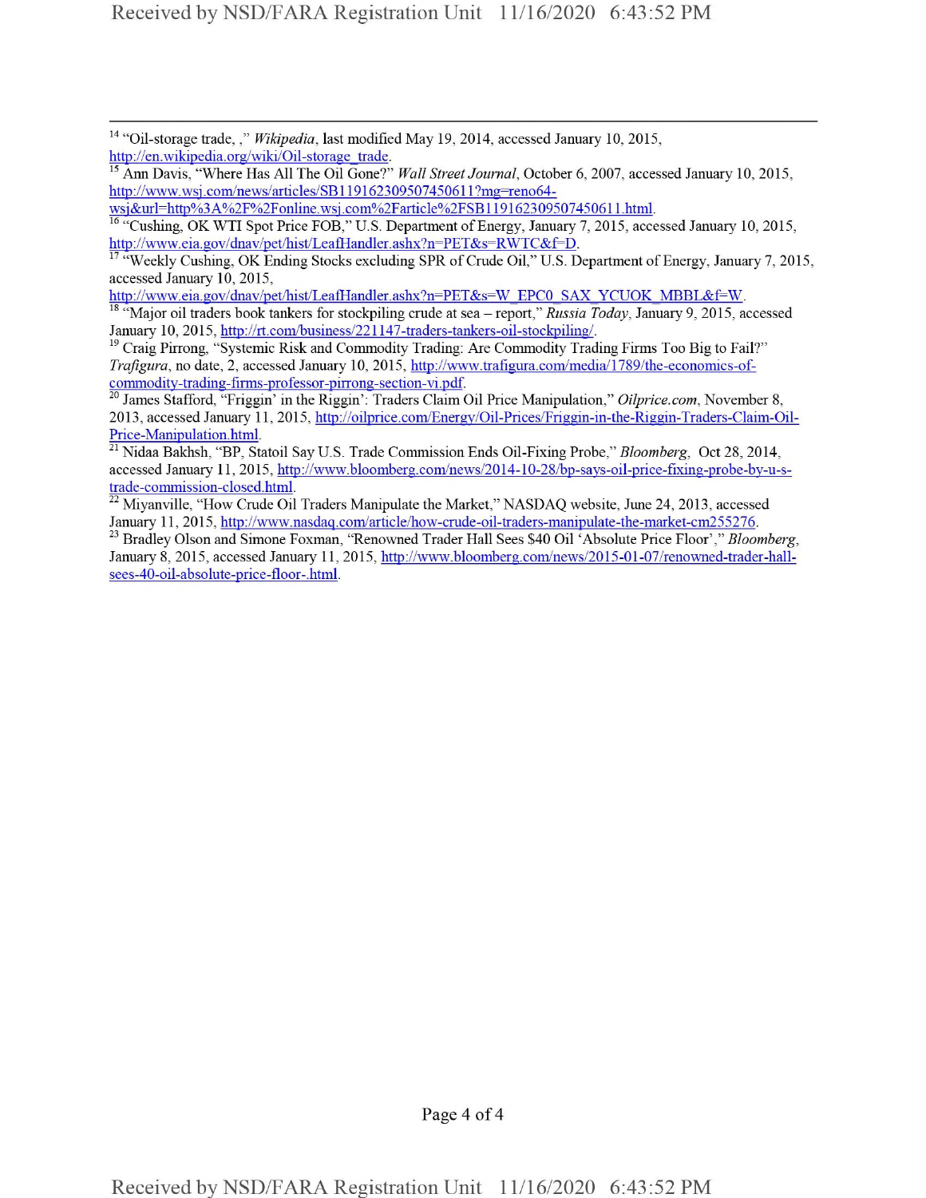[14] "Oil-storage trade, ," *Wikipedia*, last modified May 19, 2014, accessed January 10, 2015, http://en.wikipedia.org/wiki/Oil-storage_trade.

[15] Ann Davis, "Where Has All The Oil Gone?" *Wall Street Journal*, October 6, 2007, accessed January 10, 2015, http://www.wsj.com/news/articles/SB119162309507450611?mg=reno64-wsj&url=http%3A%2F%2Fonline.wsj.com%2Farticle%2FSB119162309507450611.html.

[16] "Cushing, OK WTI Spot Price FOB," U.S. Department of Energy, January 7, 2015, accessed January 10, 2015, http://www.eia.gov/dnav/pet/hist/LeafHandler.ashx?n=PET&s=RWTC&f=D.

[17] "Weekly Cushing, OK Ending Stocks excluding SPR of Crude Oil," U.S. Department of Energy, January 7, 2015, accessed January 10, 2015, http://www.eia.gov/dnav/pet/hist/LeafHandler.ashx?n=PET&s=W_EPC0_SAX_YCUOK_MBBL&f=W.

[18] "Major oil traders book tankers for stockpiling crude at sea – report," *Russia Today*, January 9, 2015, accessed January 10, 2015, http://rt.com/business/221147-traders-tankers-oil-stockpiling/.

[19] Craig Pirrong, "Systemic Risk and Commodity Trading: Are Commodity Trading Firms Too Big to Fail?" *Trafigura*, no date, 2, accessed January 10, 2015, http://www.trafigura.com/media/1789/the-economics-of-commodity-trading-firms-professor-pirrong-section-vi.pdf.

[20] James Stafford, "Friggin' in the Riggin': Traders Claim Oil Price Manipulation," *Oilprice.com*, November 8, 2013, accessed January 11, 2015, http://oilprice.com/Energy/Oil-Prices/Friggin-in-the-Riggin-Traders-Claim-Oil-Price-Manipulation.html.

[21] Nidaa Bakhsh, "BP, Statoil Say U.S. Trade Commission Ends Oil-Fixing Probe," *Bloomberg*, Oct 28, 2014, accessed January 11, 2015, http://www.bloomberg.com/news/2014-10-28/bp-says-oil-price-fixing-probe-by-u-s-trade-commission-closed.html.

[22] Miyanville, "How Crude Oil Traders Manipulate the Market," NASDAQ website, June 24, 2013, accessed January 11, 2015, http://www.nasdaq.com/article/how-crude-oil-traders-manipulate-the-market-cm255276.

[23] Bradley Olson and Simone Foxman, "Renowned Trader Hall Sees $40 Oil 'Absolute Price Floor'," *Bloomberg*, January 8, 2015, accessed January 11, 2015, http://www.bloomberg.com/news/2015-01-07/renowned-trader-hall-sees-40-oil-absolute-price-floor-.html.